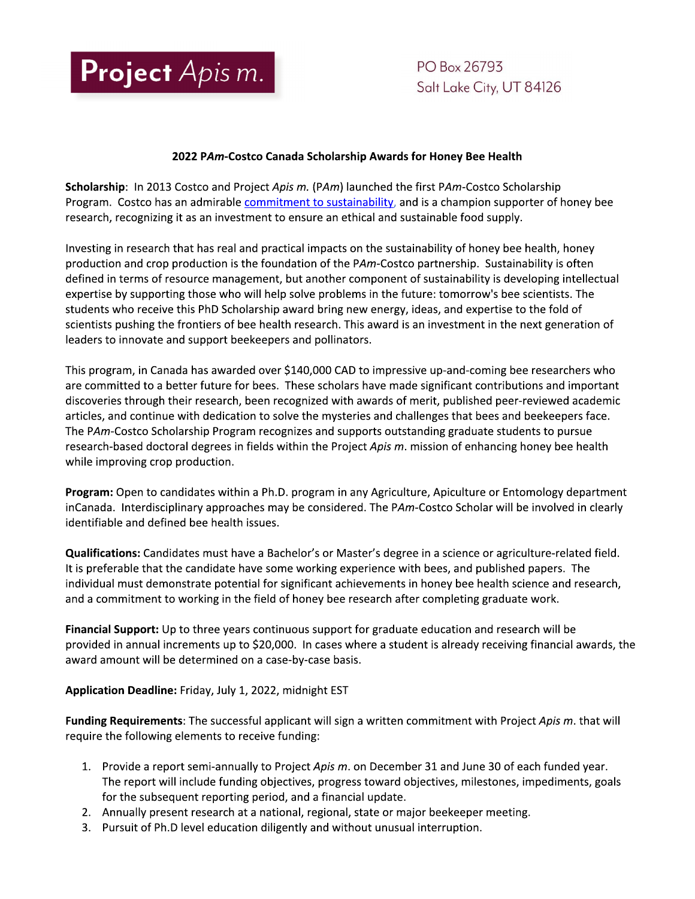**Project** *Apis m.*

PO Box 26793
Salt Lake City, UT 84126

## 2022 P*Am*-Costco Canada Scholarship Awards for Honey Bee Health

**Scholarship**: In 2013 Costco and Project *Apis m.* (P*Am*) launched the first P*Am*-Costco Scholarship Program. Costco has an admirable commitment to sustainability, and is a champion supporter of honey bee research, recognizing it as an investment to ensure an ethical and sustainable food supply.

Investing in research that has real and practical impacts on the sustainability of honey bee health, honey production and crop production is the foundation of the P*Am*-Costco partnership. Sustainability is often defined in terms of resource management, but another component of sustainability is developing intellectual expertise by supporting those who will help solve problems in the future: tomorrow's bee scientists. The students who receive this PhD Scholarship award bring new energy, ideas, and expertise to the fold of scientists pushing the frontiers of bee health research. This award is an investment in the next generation of leaders to innovate and support beekeepers and pollinators.

This program, in Canada has awarded over $140,000 CAD to impressive up-and-coming bee researchers who are committed to a better future for bees. These scholars have made significant contributions and important discoveries through their research, been recognized with awards of merit, published peer-reviewed academic articles, and continue with dedication to solve the mysteries and challenges that bees and beekeepers face. The P*Am*-Costco Scholarship Program recognizes and supports outstanding graduate students to pursue research-based doctoral degrees in fields within the Project *Apis m.* mission of enhancing honey bee health while improving crop production.

**Program:** Open to candidates within a Ph.D. program in any Agriculture, Apiculture or Entomology department inCanada. Interdisciplinary approaches may be considered. The P*Am*-Costco Scholar will be involved in clearly identifiable and defined bee health issues.

**Qualifications:** Candidates must have a Bachelor's or Master's degree in a science or agriculture-related field. It is preferable that the candidate have some working experience with bees, and published papers. The individual must demonstrate potential for significant achievements in honey bee health science and research, and a commitment to working in the field of honey bee research after completing graduate work.

**Financial Support:** Up to three years continuous support for graduate education and research will be provided in annual increments up to $20,000. In cases where a student is already receiving financial awards, the award amount will be determined on a case-by-case basis.

**Application Deadline:** Friday, July 1, 2022, midnight EST

**Funding Requirements**: The successful applicant will sign a written commitment with Project *Apis m.* that will require the following elements to receive funding:

1. Provide a report semi-annually to Project *Apis m.* on December 31 and June 30 of each funded year. The report will include funding objectives, progress toward objectives, milestones, impediments, goals for the subsequent reporting period, and a financial update.
2. Annually present research at a national, regional, state or major beekeeper meeting.
3. Pursuit of Ph.D level education diligently and without unusual interruption.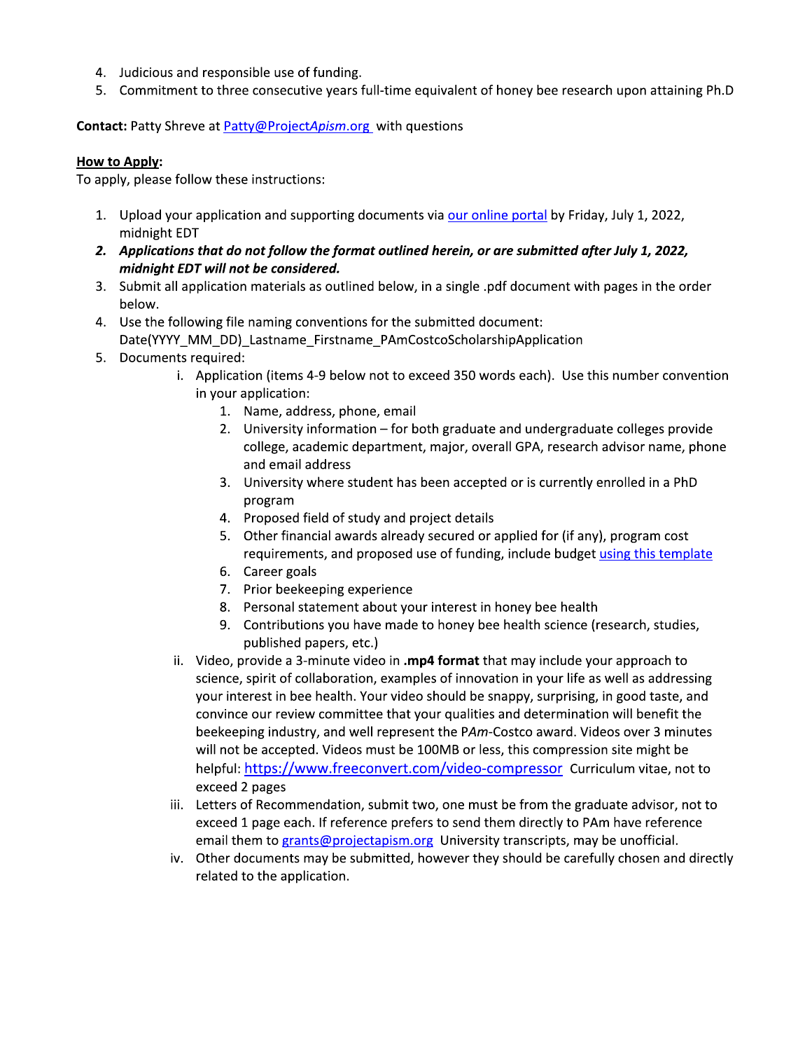4. Judicious and responsible use of funding.
5. Commitment to three consecutive years full-time equivalent of honey bee research upon attaining Ph.D

**Contact:** Patty Shreve at Patty@Project*Apism*.org with questions

**How to Apply:**

To apply, please follow these instructions:

1. Upload your application and supporting documents via our online portal by Friday, July 1, 2022, midnight EDT
2. ***Applications that do not follow the format outlined herein, or are submitted after July 1, 2022, midnight EDT will not be considered.***
3. Submit all application materials as outlined below, in a single .pdf document with pages in the order below.
4. Use the following file naming conventions for the submitted document: Date(YYYY_MM_DD)_Lastname_Firstname_PAmCostcoScholarshipApplication
5. Documents required:
   - i. Application (items 4-9 below not to exceed 350 words each). Use this number convention in your application:
     1. Name, address, phone, email
     2. University information – for both graduate and undergraduate colleges provide college, academic department, major, overall GPA, research advisor name, phone and email address
     3. University where student has been accepted or is currently enrolled in a PhD program
     4. Proposed field of study and project details
     5. Other financial awards already secured or applied for (if any), program cost requirements, and proposed use of funding, include budget using this template
     6. Career goals
     7. Prior beekeeping experience
     8. Personal statement about your interest in honey bee health
     9. Contributions you have made to honey bee health science (research, studies, published papers, etc.)
   - ii. Video, provide a 3-minute video in **.mp4 format** that may include your approach to science, spirit of collaboration, examples of innovation in your life as well as addressing your interest in bee health. Your video should be snappy, surprising, in good taste, and convince our review committee that your qualities and determination will benefit the beekeeping industry, and well represent the P*Am*-Costco award. Videos over 3 minutes will not be accepted. Videos must be 100MB or less, this compression site might be helpful: https://www.freeconvert.com/video-compressor Curriculum vitae, not to exceed 2 pages
   - iii. Letters of Recommendation, submit two, one must be from the graduate advisor, not to exceed 1 page each. If reference prefers to send them directly to PAm have reference email them to grants@projectapism.org University transcripts, may be unofficial.
   - iv. Other documents may be submitted, however they should be carefully chosen and directly related to the application.